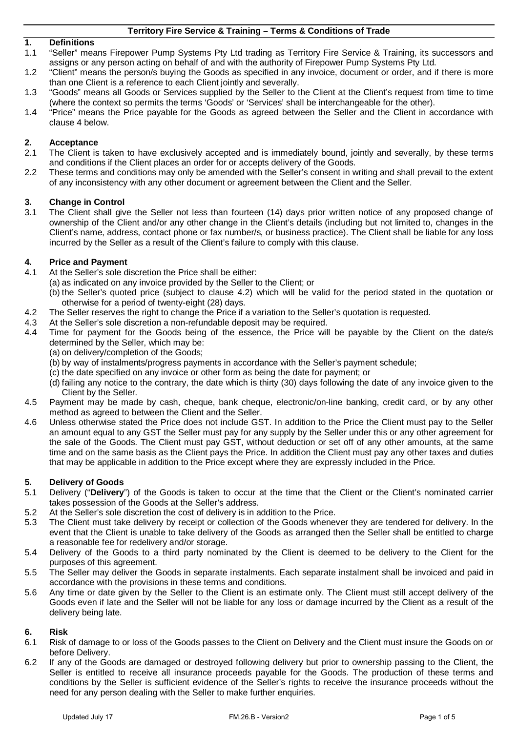# Territory Fire Service & Training – Terms & Conditions of Trade

## 1. Definitions

1.1 "Seller" means Firepower Pump Systems Pty Ltd trading as Territory Fire Service & Training, its successors and assigns or any person acting on behalf of and with the authority of Firepower Pump Systems Pty Ltd.

1.2 "Client" means the person/s buying the Goods as specified in any invoice, document or order, and if there is more than one Client is a reference to each Client jointly and severally.

1.3 "Goods" means all Goods or Services supplied by the Seller to the Client at the Client's request from time to time (where the context so permits the terms 'Goods' or 'Services' shall be interchangeable for the other).

1.4 "Price" means the Price payable for the Goods as agreed between the Seller and the Client in accordance with clause 4 below.

## 2. Acceptance

2.1 The Client is taken to have exclusively accepted and is immediately bound, jointly and severally, by these terms and conditions if the Client places an order for or accepts delivery of the Goods.

2.2 These terms and conditions may only be amended with the Seller's consent in writing and shall prevail to the extent of any inconsistency with any other document or agreement between the Client and the Seller.

## 3. Change in Control

3.1 The Client shall give the Seller not less than fourteen (14) days prior written notice of any proposed change of ownership of the Client and/or any other change in the Client's details (including but not limited to, changes in the Client's name, address, contact phone or fax number/s, or business practice). The Client shall be liable for any loss incurred by the Seller as a result of the Client's failure to comply with this clause.

## 4. Price and Payment

4.1 At the Seller's sole discretion the Price shall be either:

(a) as indicated on any invoice provided by the Seller to the Client; or

(b) the Seller's quoted price (subject to clause 4.2) which will be valid for the period stated in the quotation or otherwise for a period of twenty-eight (28) days.

4.2 The Seller reserves the right to change the Price if a variation to the Seller's quotation is requested.

4.3 At the Seller's sole discretion a non-refundable deposit may be required.

4.4 Time for payment for the Goods being of the essence, the Price will be payable by the Client on the date/s determined by the Seller, which may be:

(a) on delivery/completion of the Goods;

(b) by way of instalments/progress payments in accordance with the Seller's payment schedule;

(c) the date specified on any invoice or other form as being the date for payment; or

(d) failing any notice to the contrary, the date which is thirty (30) days following the date of any invoice given to the Client by the Seller.

4.5 Payment may be made by cash, cheque, bank cheque, electronic/on-line banking, credit card, or by any other method as agreed to between the Client and the Seller.

4.6 Unless otherwise stated the Price does not include GST. In addition to the Price the Client must pay to the Seller an amount equal to any GST the Seller must pay for any supply by the Seller under this or any other agreement for the sale of the Goods. The Client must pay GST, without deduction or set off of any other amounts, at the same time and on the same basis as the Client pays the Price. In addition the Client must pay any other taxes and duties that may be applicable in addition to the Price except where they are expressly included in the Price.

## 5. Delivery of Goods

5.1 Delivery ("**Delivery**") of the Goods is taken to occur at the time that the Client or the Client's nominated carrier takes possession of the Goods at the Seller's address.

5.2 At the Seller's sole discretion the cost of delivery is in addition to the Price.

5.3 The Client must take delivery by receipt or collection of the Goods whenever they are tendered for delivery. In the event that the Client is unable to take delivery of the Goods as arranged then the Seller shall be entitled to charge a reasonable fee for redelivery and/or storage.

5.4 Delivery of the Goods to a third party nominated by the Client is deemed to be delivery to the Client for the purposes of this agreement.

5.5 The Seller may deliver the Goods in separate instalments. Each separate instalment shall be invoiced and paid in accordance with the provisions in these terms and conditions.

5.6 Any time or date given by the Seller to the Client is an estimate only. The Client must still accept delivery of the Goods even if late and the Seller will not be liable for any loss or damage incurred by the Client as a result of the delivery being late.

## 6. Risk

6.1 Risk of damage to or loss of the Goods passes to the Client on Delivery and the Client must insure the Goods on or before Delivery.

6.2 If any of the Goods are damaged or destroyed following delivery but prior to ownership passing to the Client, the Seller is entitled to receive all insurance proceeds payable for the Goods. The production of these terms and conditions by the Seller is sufficient evidence of the Seller's rights to receive the insurance proceeds without the need for any person dealing with the Seller to make further enquiries.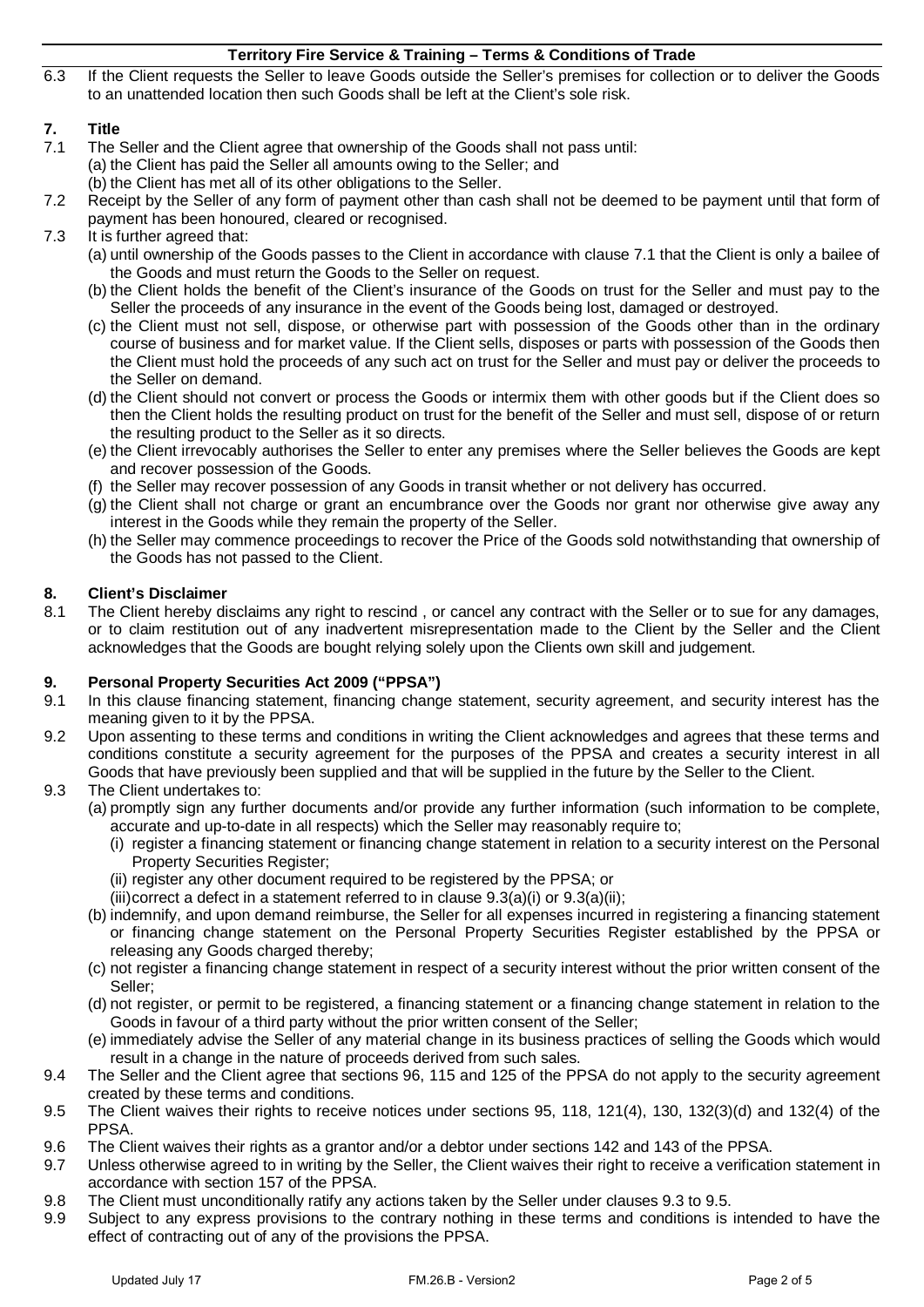6.3 If the Client requests the Seller to leave Goods outside the Seller's premises for collection or to deliver the Goods to an unattended location then such Goods shall be left at the Client's sole risk.

## 7. Title

7.1 The Seller and the Client agree that ownership of the Goods shall not pass until:
   (a) the Client has paid the Seller all amounts owing to the Seller; and
   (b) the Client has met all of its other obligations to the Seller.

7.2 Receipt by the Seller of any form of payment other than cash shall not be deemed to be payment until that form of payment has been honoured, cleared or recognised.

7.3 It is further agreed that:
   (a) until ownership of the Goods passes to the Client in accordance with clause 7.1 that the Client is only a bailee of the Goods and must return the Goods to the Seller on request.
   (b) the Client holds the benefit of the Client's insurance of the Goods on trust for the Seller and must pay to the Seller the proceeds of any insurance in the event of the Goods being lost, damaged or destroyed.
   (c) the Client must not sell, dispose, or otherwise part with possession of the Goods other than in the ordinary course of business and for market value. If the Client sells, disposes or parts with possession of the Goods then the Client must hold the proceeds of any such act on trust for the Seller and must pay or deliver the proceeds to the Seller on demand.
   (d) the Client should not convert or process the Goods or intermix them with other goods but if the Client does so then the Client holds the resulting product on trust for the benefit of the Seller and must sell, dispose of or return the resulting product to the Seller as it so directs.
   (e) the Client irrevocably authorises the Seller to enter any premises where the Seller believes the Goods are kept and recover possession of the Goods.
   (f) the Seller may recover possession of any Goods in transit whether or not delivery has occurred.
   (g) the Client shall not charge or grant an encumbrance over the Goods nor grant nor otherwise give away any interest in the Goods while they remain the property of the Seller.
   (h) the Seller may commence proceedings to recover the Price of the Goods sold notwithstanding that ownership of the Goods has not passed to the Client.

## 8. Client's Disclaimer

8.1 The Client hereby disclaims any right to rescind , or cancel any contract with the Seller or to sue for any damages, or to claim restitution out of any inadvertent misrepresentation made to the Client by the Seller and the Client acknowledges that the Goods are bought relying solely upon the Clients own skill and judgement.

## 9. Personal Property Securities Act 2009 ("PPSA")

9.1 In this clause financing statement, financing change statement, security agreement, and security interest has the meaning given to it by the PPSA.

9.2 Upon assenting to these terms and conditions in writing the Client acknowledges and agrees that these terms and conditions constitute a security agreement for the purposes of the PPSA and creates a security interest in all Goods that have previously been supplied and that will be supplied in the future by the Seller to the Client.

9.3 The Client undertakes to:
   (a) promptly sign any further documents and/or provide any further information (such information to be complete, accurate and up-to-date in all respects) which the Seller may reasonably require to;
      (i) register a financing statement or financing change statement in relation to a security interest on the Personal Property Securities Register;
      (ii) register any other document required to be registered by the PPSA; or
      (iii) correct a defect in a statement referred to in clause 9.3(a)(i) or 9.3(a)(ii);
   (b) indemnify, and upon demand reimburse, the Seller for all expenses incurred in registering a financing statement or financing change statement on the Personal Property Securities Register established by the PPSA or releasing any Goods charged thereby;
   (c) not register a financing change statement in respect of a security interest without the prior written consent of the Seller;
   (d) not register, or permit to be registered, a financing statement or a financing change statement in relation to the Goods in favour of a third party without the prior written consent of the Seller;
   (e) immediately advise the Seller of any material change in its business practices of selling the Goods which would result in a change in the nature of proceeds derived from such sales.

9.4 The Seller and the Client agree that sections 96, 115 and 125 of the PPSA do not apply to the security agreement created by these terms and conditions.

9.5 The Client waives their rights to receive notices under sections 95, 118, 121(4), 130, 132(3)(d) and 132(4) of the PPSA.

9.6 The Client waives their rights as a grantor and/or a debtor under sections 142 and 143 of the PPSA.

9.7 Unless otherwise agreed to in writing by the Seller, the Client waives their right to receive a verification statement in accordance with section 157 of the PPSA.

9.8 The Client must unconditionally ratify any actions taken by the Seller under clauses 9.3 to 9.5.

9.9 Subject to any express provisions to the contrary nothing in these terms and conditions is intended to have the effect of contracting out of any of the provisions the PPSA.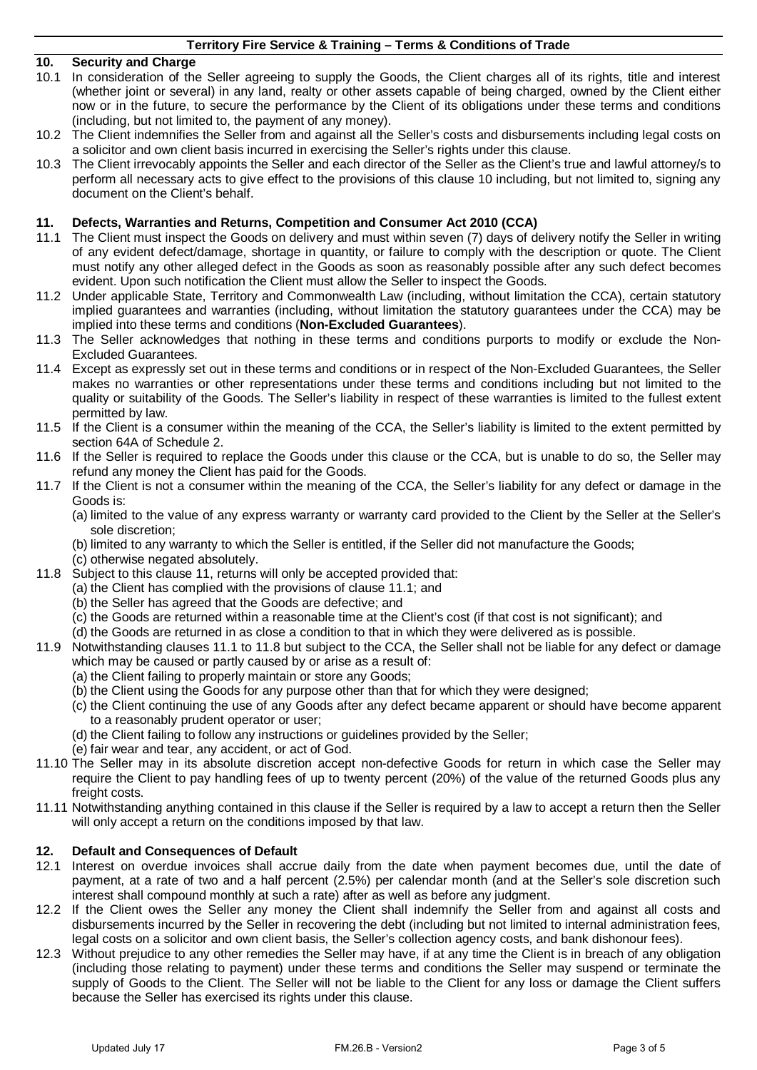## 10. Security and Charge

10.1 In consideration of the Seller agreeing to supply the Goods, the Client charges all of its rights, title and interest (whether joint or several) in any land, realty or other assets capable of being charged, owned by the Client either now or in the future, to secure the performance by the Client of its obligations under these terms and conditions (including, but not limited to, the payment of any money).

10.2 The Client indemnifies the Seller from and against all the Seller's costs and disbursements including legal costs on a solicitor and own client basis incurred in exercising the Seller's rights under this clause.

10.3 The Client irrevocably appoints the Seller and each director of the Seller as the Client's true and lawful attorney/s to perform all necessary acts to give effect to the provisions of this clause 10 including, but not limited to, signing any document on the Client's behalf.

## 11. Defects, Warranties and Returns, Competition and Consumer Act 2010 (CCA)

11.1 The Client must inspect the Goods on delivery and must within seven (7) days of delivery notify the Seller in writing of any evident defect/damage, shortage in quantity, or failure to comply with the description or quote. The Client must notify any other alleged defect in the Goods as soon as reasonably possible after any such defect becomes evident. Upon such notification the Client must allow the Seller to inspect the Goods.

11.2 Under applicable State, Territory and Commonwealth Law (including, without limitation the CCA), certain statutory implied guarantees and warranties (including, without limitation the statutory guarantees under the CCA) may be implied into these terms and conditions (**Non-Excluded Guarantees**).

11.3 The Seller acknowledges that nothing in these terms and conditions purports to modify or exclude the Non-Excluded Guarantees.

11.4 Except as expressly set out in these terms and conditions or in respect of the Non-Excluded Guarantees, the Seller makes no warranties or other representations under these terms and conditions including but not limited to the quality or suitability of the Goods. The Seller's liability in respect of these warranties is limited to the fullest extent permitted by law.

11.5 If the Client is a consumer within the meaning of the CCA, the Seller's liability is limited to the extent permitted by section 64A of Schedule 2.

11.6 If the Seller is required to replace the Goods under this clause or the CCA, but is unable to do so, the Seller may refund any money the Client has paid for the Goods.

11.7 If the Client is not a consumer within the meaning of the CCA, the Seller's liability for any defect or damage in the Goods is:

(a) limited to the value of any express warranty or warranty card provided to the Client by the Seller at the Seller's sole discretion;

(b) limited to any warranty to which the Seller is entitled, if the Seller did not manufacture the Goods;

(c) otherwise negated absolutely.

11.8 Subject to this clause 11, returns will only be accepted provided that:

(a) the Client has complied with the provisions of clause 11.1; and

(b) the Seller has agreed that the Goods are defective; and

(c) the Goods are returned within a reasonable time at the Client's cost (if that cost is not significant); and

(d) the Goods are returned in as close a condition to that in which they were delivered as is possible.

11.9 Notwithstanding clauses 11.1 to 11.8 but subject to the CCA, the Seller shall not be liable for any defect or damage which may be caused or partly caused by or arise as a result of:

(a) the Client failing to properly maintain or store any Goods;

(b) the Client using the Goods for any purpose other than that for which they were designed;

(c) the Client continuing the use of any Goods after any defect became apparent or should have become apparent to a reasonably prudent operator or user;

(d) the Client failing to follow any instructions or guidelines provided by the Seller;

(e) fair wear and tear, any accident, or act of God.

11.10 The Seller may in its absolute discretion accept non-defective Goods for return in which case the Seller may require the Client to pay handling fees of up to twenty percent (20%) of the value of the returned Goods plus any freight costs.

11.11 Notwithstanding anything contained in this clause if the Seller is required by a law to accept a return then the Seller will only accept a return on the conditions imposed by that law.

## 12. Default and Consequences of Default

12.1 Interest on overdue invoices shall accrue daily from the date when payment becomes due, until the date of payment, at a rate of two and a half percent (2.5%) per calendar month (and at the Seller's sole discretion such interest shall compound monthly at such a rate) after as well as before any judgment.

12.2 If the Client owes the Seller any money the Client shall indemnify the Seller from and against all costs and disbursements incurred by the Seller in recovering the debt (including but not limited to internal administration fees, legal costs on a solicitor and own client basis, the Seller's collection agency costs, and bank dishonour fees).

12.3 Without prejudice to any other remedies the Seller may have, if at any time the Client is in breach of any obligation (including those relating to payment) under these terms and conditions the Seller may suspend or terminate the supply of Goods to the Client. The Seller will not be liable to the Client for any loss or damage the Client suffers because the Seller has exercised its rights under this clause.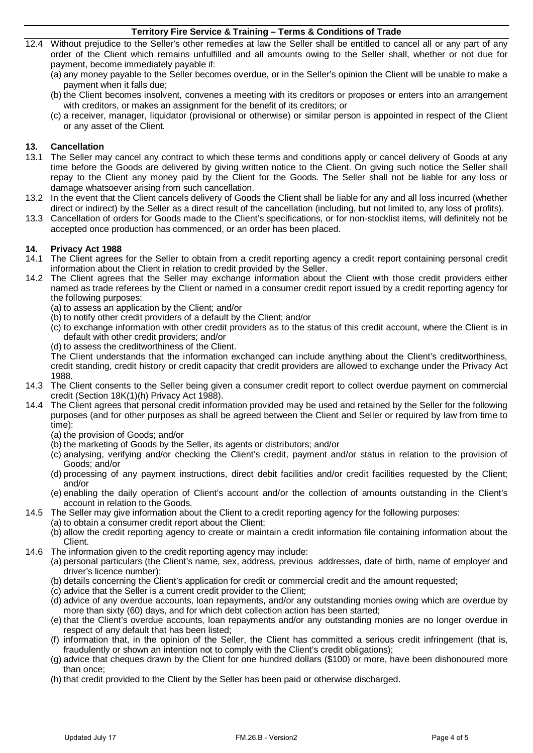12.4 Without prejudice to the Seller's other remedies at law the Seller shall be entitled to cancel all or any part of any order of the Client which remains unfulfilled and all amounts owing to the Seller shall, whether or not due for payment, become immediately payable if:

(a) any money payable to the Seller becomes overdue, or in the Seller's opinion the Client will be unable to make a payment when it falls due;

(b) the Client becomes insolvent, convenes a meeting with its creditors or proposes or enters into an arrangement with creditors, or makes an assignment for the benefit of its creditors; or

(c) a receiver, manager, liquidator (provisional or otherwise) or similar person is appointed in respect of the Client or any asset of the Client.

## 13. Cancellation

13.1 The Seller may cancel any contract to which these terms and conditions apply or cancel delivery of Goods at any time before the Goods are delivered by giving written notice to the Client. On giving such notice the Seller shall repay to the Client any money paid by the Client for the Goods. The Seller shall not be liable for any loss or damage whatsoever arising from such cancellation.

13.2 In the event that the Client cancels delivery of Goods the Client shall be liable for any and all loss incurred (whether direct or indirect) by the Seller as a direct result of the cancellation (including, but not limited to, any loss of profits).

13.3 Cancellation of orders for Goods made to the Client's specifications, or for non-stocklist items, will definitely not be accepted once production has commenced, or an order has been placed.

## 14. Privacy Act 1988

14.1 The Client agrees for the Seller to obtain from a credit reporting agency a credit report containing personal credit information about the Client in relation to credit provided by the Seller.

14.2 The Client agrees that the Seller may exchange information about the Client with those credit providers either named as trade referees by the Client or named in a consumer credit report issued by a credit reporting agency for the following purposes:

(a) to assess an application by the Client; and/or

(b) to notify other credit providers of a default by the Client; and/or

(c) to exchange information with other credit providers as to the status of this credit account, where the Client is in default with other credit providers; and/or

(d) to assess the creditworthiness of the Client.

The Client understands that the information exchanged can include anything about the Client's creditworthiness, credit standing, credit history or credit capacity that credit providers are allowed to exchange under the Privacy Act 1988.

14.3 The Client consents to the Seller being given a consumer credit report to collect overdue payment on commercial credit (Section 18K(1)(h) Privacy Act 1988).

14.4 The Client agrees that personal credit information provided may be used and retained by the Seller for the following purposes (and for other purposes as shall be agreed between the Client and Seller or required by law from time to time):

(a) the provision of Goods; and/or

(b) the marketing of Goods by the Seller, its agents or distributors; and/or

(c) analysing, verifying and/or checking the Client's credit, payment and/or status in relation to the provision of Goods; and/or

(d) processing of any payment instructions, direct debit facilities and/or credit facilities requested by the Client; and/or

(e) enabling the daily operation of Client's account and/or the collection of amounts outstanding in the Client's account in relation to the Goods.

14.5 The Seller may give information about the Client to a credit reporting agency for the following purposes:

(a) to obtain a consumer credit report about the Client;

(b) allow the credit reporting agency to create or maintain a credit information file containing information about the Client.

14.6 The information given to the credit reporting agency may include:

(a) personal particulars (the Client's name, sex, address, previous addresses, date of birth, name of employer and driver's licence number);

(b) details concerning the Client's application for credit or commercial credit and the amount requested;

(c) advice that the Seller is a current credit provider to the Client;

(d) advice of any overdue accounts, loan repayments, and/or any outstanding monies owing which are overdue by more than sixty (60) days, and for which debt collection action has been started;

(e) that the Client's overdue accounts, loan repayments and/or any outstanding monies are no longer overdue in respect of any default that has been listed;

(f) information that, in the opinion of the Seller, the Client has committed a serious credit infringement (that is, fraudulently or shown an intention not to comply with the Client's credit obligations);

(g) advice that cheques drawn by the Client for one hundred dollars ($100) or more, have been dishonoured more than once;

(h) that credit provided to the Client by the Seller has been paid or otherwise discharged.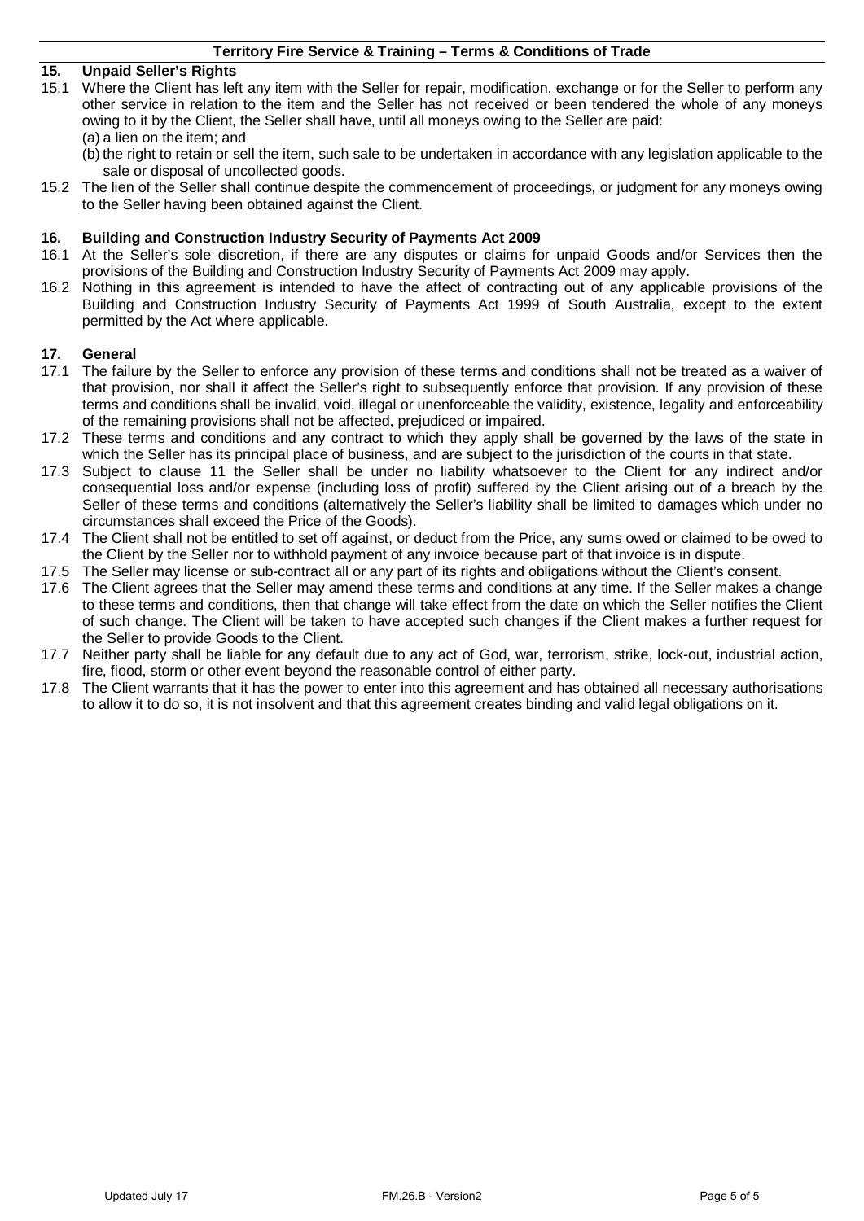## 15. Unpaid Seller's Rights

15.1 Where the Client has left any item with the Seller for repair, modification, exchange or for the Seller to perform any other service in relation to the item and the Seller has not received or been tendered the whole of any moneys owing to it by the Client, the Seller shall have, until all moneys owing to the Seller are paid:

(a) a lien on the item; and

(b) the right to retain or sell the item, such sale to be undertaken in accordance with any legislation applicable to the sale or disposal of uncollected goods.

15.2 The lien of the Seller shall continue despite the commencement of proceedings, or judgment for any moneys owing to the Seller having been obtained against the Client.

## 16. Building and Construction Industry Security of Payments Act 2009

16.1 At the Seller's sole discretion, if there are any disputes or claims for unpaid Goods and/or Services then the provisions of the Building and Construction Industry Security of Payments Act 2009 may apply.

16.2 Nothing in this agreement is intended to have the affect of contracting out of any applicable provisions of the Building and Construction Industry Security of Payments Act 1999 of South Australia, except to the extent permitted by the Act where applicable.

## 17. General

17.1 The failure by the Seller to enforce any provision of these terms and conditions shall not be treated as a waiver of that provision, nor shall it affect the Seller's right to subsequently enforce that provision. If any provision of these terms and conditions shall be invalid, void, illegal or unenforceable the validity, existence, legality and enforceability of the remaining provisions shall not be affected, prejudiced or impaired.

17.2 These terms and conditions and any contract to which they apply shall be governed by the laws of the state in which the Seller has its principal place of business, and are subject to the jurisdiction of the courts in that state.

17.3 Subject to clause 11 the Seller shall be under no liability whatsoever to the Client for any indirect and/or consequential loss and/or expense (including loss of profit) suffered by the Client arising out of a breach by the Seller of these terms and conditions (alternatively the Seller's liability shall be limited to damages which under no circumstances shall exceed the Price of the Goods).

17.4 The Client shall not be entitled to set off against, or deduct from the Price, any sums owed or claimed to be owed to the Client by the Seller nor to withhold payment of any invoice because part of that invoice is in dispute.

17.5 The Seller may license or sub-contract all or any part of its rights and obligations without the Client's consent.

17.6 The Client agrees that the Seller may amend these terms and conditions at any time. If the Seller makes a change to these terms and conditions, then that change will take effect from the date on which the Seller notifies the Client of such change. The Client will be taken to have accepted such changes if the Client makes a further request for the Seller to provide Goods to the Client.

17.7 Neither party shall be liable for any default due to any act of God, war, terrorism, strike, lock-out, industrial action, fire, flood, storm or other event beyond the reasonable control of either party.

17.8 The Client warrants that it has the power to enter into this agreement and has obtained all necessary authorisations to allow it to do so, it is not insolvent and that this agreement creates binding and valid legal obligations on it.